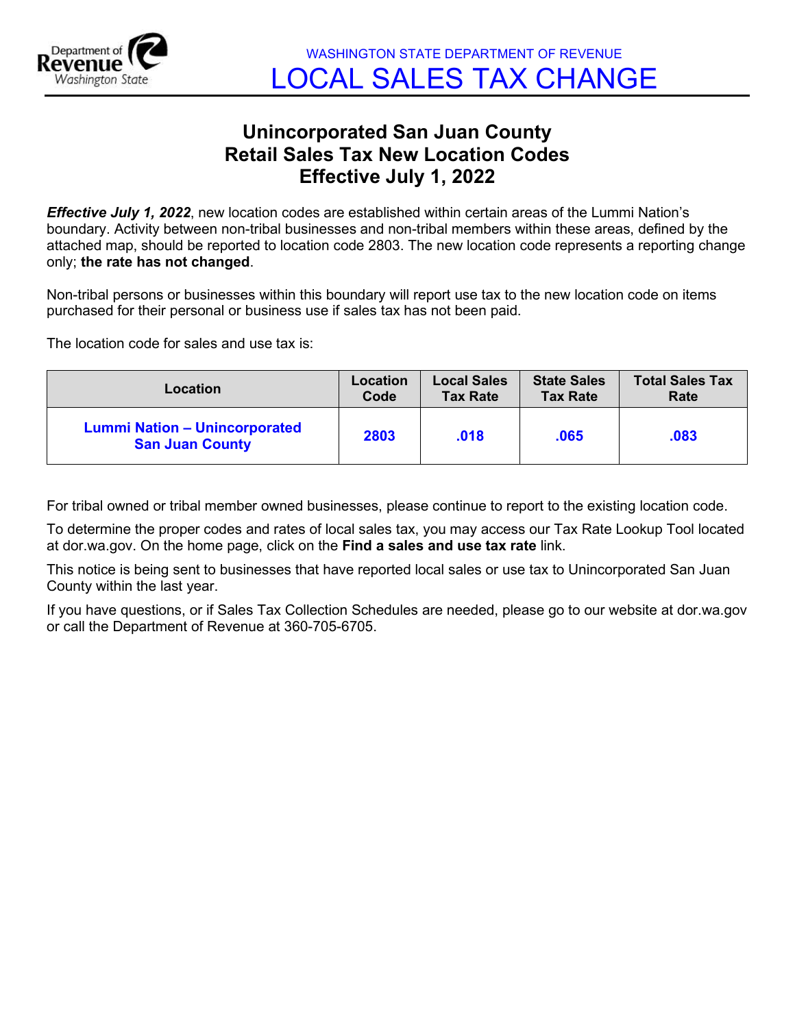WASHINGTON STATE DEPARTMENT OF REVENUE

# LOCAL SALES TAX CHANGE

## Unincorporated San Juan County
## Retail Sales Tax New Location Codes
## Effective July 1, 2022

***Effective July 1, 2022***, new location codes are established within certain areas of the Lummi Nation's boundary. Activity between non-tribal businesses and non-tribal members within these areas, defined by the attached map, should be reported to location code 2803. The new location code represents a reporting change only; **the rate has not changed**.

Non-tribal persons or businesses within this boundary will report use tax to the new location code on items purchased for their personal or business use if sales tax has not been paid.

The location code for sales and use tax is:

| Location | Location Code | Local Sales Tax Rate | State Sales Tax Rate | Total Sales Tax Rate |
|---|---|---|---|---|
| **Lummi Nation – Unincorporated San Juan County** | **2803** | **.018** | **.065** | **.083** |

For tribal owned or tribal member owned businesses, please continue to report to the existing location code.

To determine the proper codes and rates of local sales tax, you may access our Tax Rate Lookup Tool located at dor.wa.gov. On the home page, click on the **Find a sales and use tax rate** link.

This notice is being sent to businesses that have reported local sales or use tax to Unincorporated San Juan County within the last year.

If you have questions, or if Sales Tax Collection Schedules are needed, please go to our website at dor.wa.gov or call the Department of Revenue at 360-705-6705.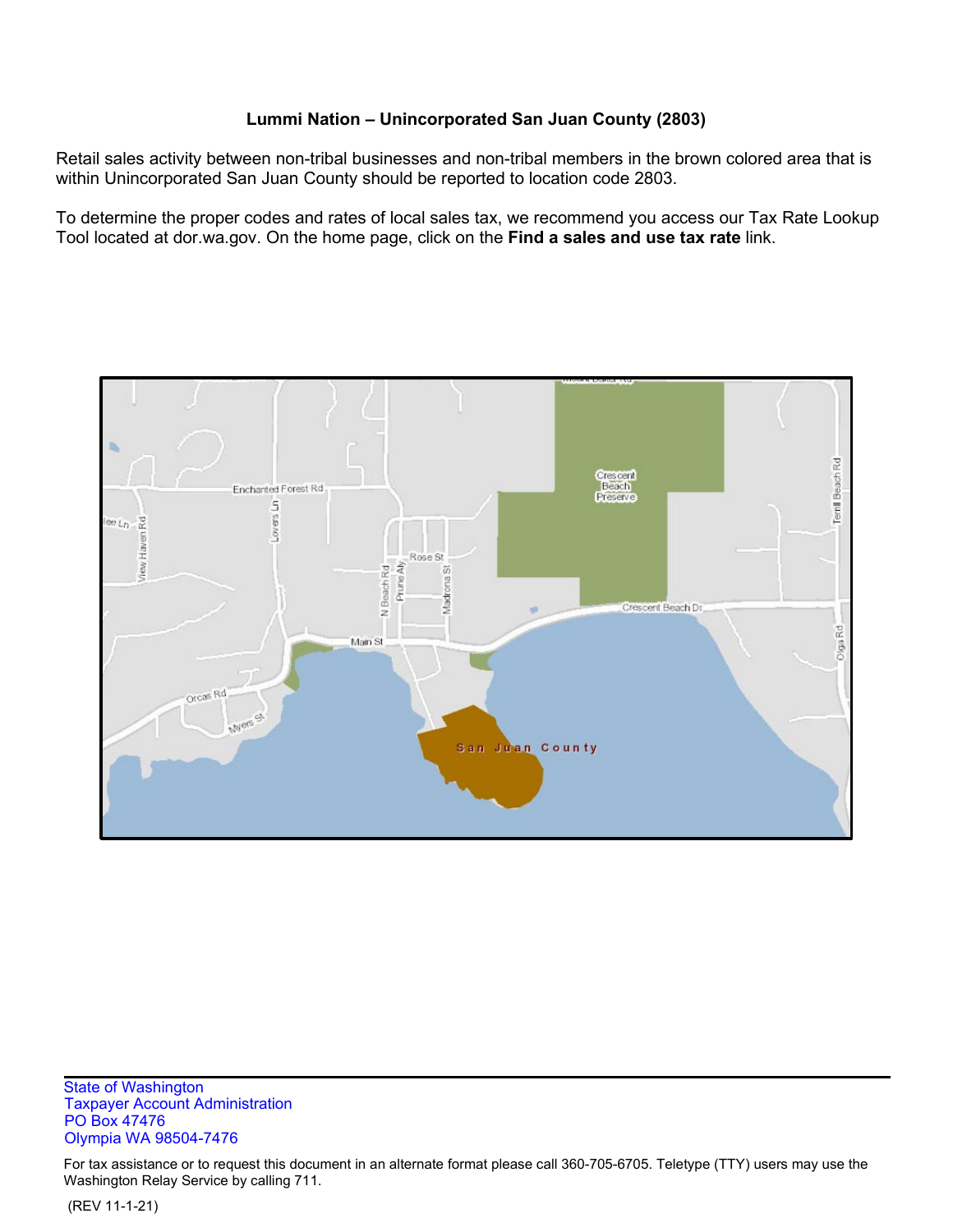**Lummi Nation – Unincorporated San Juan County (2803)**

Retail sales activity between non-tribal businesses and non-tribal members in the brown colored area that is within Unincorporated San Juan County should be reported to location code 2803.

To determine the proper codes and rates of local sales tax, we recommend you access our Tax Rate Lookup Tool located at dor.wa.gov. On the home page, click on the **Find a sales and use tax rate** link.

Crescent Beach Preserve
Enchanted Forest Rd
Lovers Ln
View Haven Rd
Rose St
N Beach Rd
Prune Aly
Madrona St
Crescent Beach Dr
Terrill Beach Rd
Olga Rd
Main St
Orcas Rd
Myers St
San Juan County

State of Washington
Taxpayer Account Administration
PO Box 47476
Olympia WA 98504-7476

For tax assistance or to request this document in an alternate format please call 360-705-6705. Teletype (TTY) users may use the Washington Relay Service by calling 711.

(REV 11-1-21)